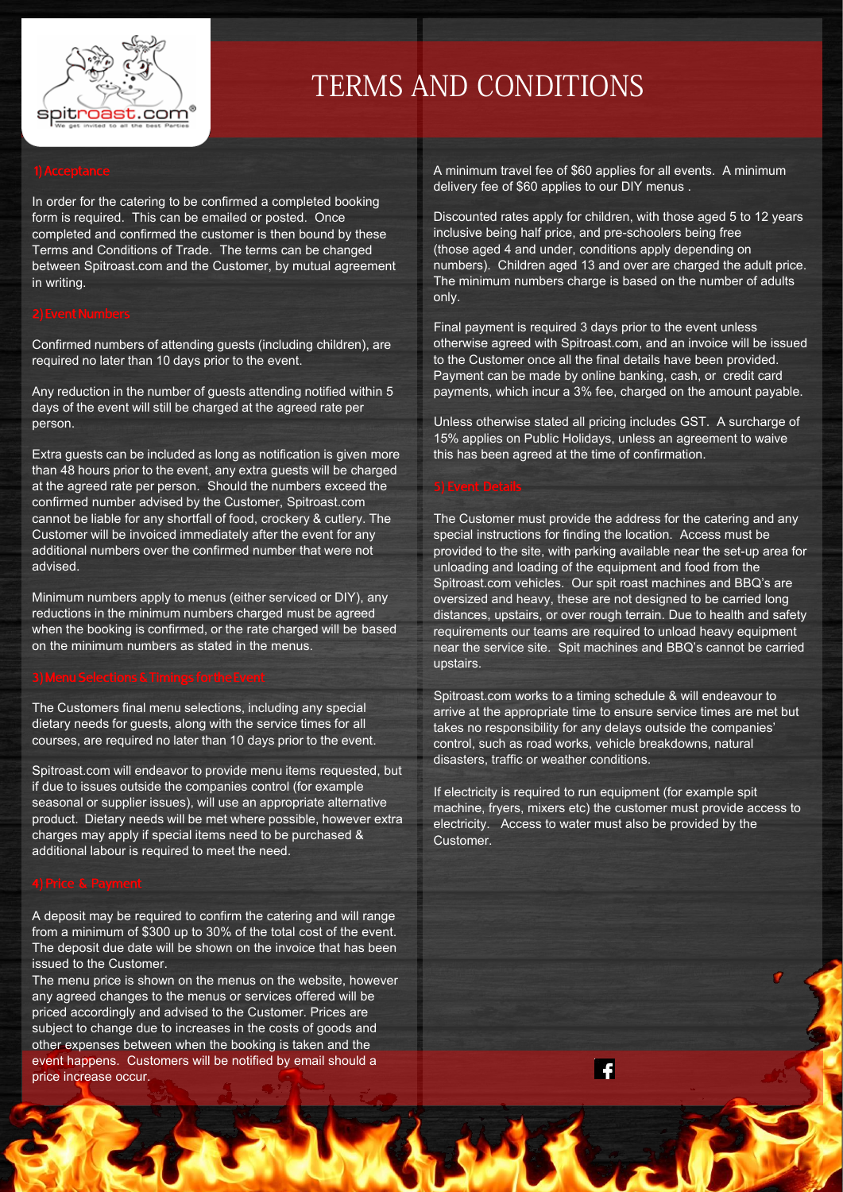# TERMS AND CONDITIONS

## 1) Acceptance

In order for the catering to be confirmed a completed booking form is required. This can be emailed or posted. Once completed and confirmed the customer is then bound by these Terms and Conditions of Trade. The terms can be changed between Spitroast.com and the Customer, by mutual agreement in writing.

## 2) Event Numbers

Confirmed numbers of attending guests (including children), are required no later than 10 days prior to the event.

Any reduction in the number of guests attending notified within 5 days of the event will still be charged at the agreed rate per person.

Extra guests can be included as long as notification is given more than 48 hours prior to the event, any extra guests will be charged at the agreed rate per person. Should the numbers exceed the confirmed number advised by the Customer, Spitroast.com cannot be liable for any shortfall of food, crockery & cutlery. The Customer will be invoiced immediately after the event for any additional numbers over the confirmed number that were not advised.

Minimum numbers apply to menus (either serviced or DIY), any reductions in the minimum numbers charged must be agreed when the booking is confirmed, or the rate charged will be based on the minimum numbers as stated in the menus.

## 3) Menu Selections & Timings for the Event

The Customers final menu selections, including any special dietary needs for guests, along with the service times for all courses, are required no later than 10 days prior to the event.

Spitroast.com will endeavor to provide menu items requested, but if due to issues outside the companies control (for example seasonal or supplier issues), will use an appropriate alternative product. Dietary needs will be met where possible, however extra charges may apply if special items need to be purchased & additional labour is required to meet the need.

## 4) Price & Payment

A deposit may be required to confirm the catering and will range from a minimum of $300 up to 30% of the total cost of the event. The deposit due date will be shown on the invoice that has been issued to the Customer.
The menu price is shown on the menus on the website, however any agreed changes to the menus or services offered will be priced accordingly and advised to the Customer. Prices are subject to change due to increases in the costs of goods and other expenses between when the booking is taken and the event happens. Customers will be notified by email should a price increase occur.

A minimum travel fee of $60 applies for all events. A minimum delivery fee of $60 applies to our DIY menus .

Discounted rates apply for children, with those aged 5 to 12 years inclusive being half price, and pre-schoolers being free (those aged 4 and under, conditions apply depending on numbers). Children aged 13 and over are charged the adult price. The minimum numbers charge is based on the number of adults only.

Final payment is required 3 days prior to the event unless otherwise agreed with Spitroast.com, and an invoice will be issued to the Customer once all the final details have been provided. Payment can be made by online banking, cash, or credit card payments, which incur a 3% fee, charged on the amount payable.

Unless otherwise stated all pricing includes GST. A surcharge of 15% applies on Public Holidays, unless an agreement to waive this has been agreed at the time of confirmation.

## 5) Event Details

The Customer must provide the address for the catering and any special instructions for finding the location. Access must be provided to the site, with parking available near the set-up area for unloading and loading of the equipment and food from the Spitroast.com vehicles. Our spit roast machines and BBQ's are oversized and heavy, these are not designed to be carried long distances, upstairs, or over rough terrain. Due to health and safety requirements our teams are required to unload heavy equipment near the service site. Spit machines and BBQ's cannot be carried upstairs.

Spitroast.com works to a timing schedule & will endeavour to arrive at the appropriate time to ensure service times are met but takes no responsibility for any delays outside the companies' control, such as road works, vehicle breakdowns, natural disasters, traffic or weather conditions.

If electricity is required to run equipment (for example spit machine, fryers, mixers etc) the customer must provide access to electricity. Access to water must also be provided by the Customer.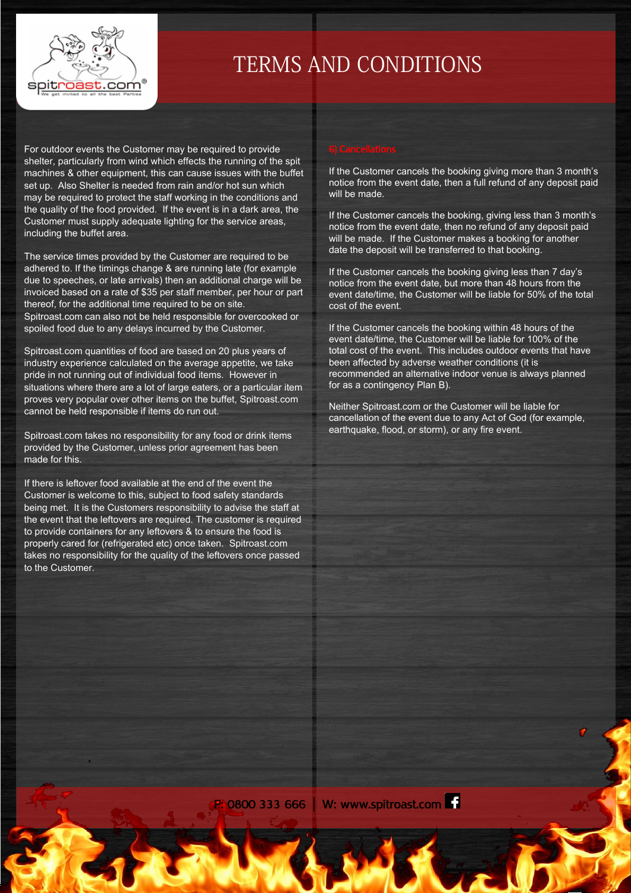# TERMS AND CONDITIONS

For outdoor events the Customer may be required to provide shelter, particularly from wind which effects the running of the spit machines & other equipment, this can cause issues with the buffet set up. Also Shelter is needed from rain and/or hot sun which may be required to protect the staff working in the conditions and the quality of the food provided. If the event is in a dark area, the Customer must supply adequate lighting for the service areas, including the buffet area.

The service times provided by the Customer are required to be adhered to. If the timings change & are running late (for example due to speeches, or late arrivals) then an additional charge will be invoiced based on a rate of $35 per staff member, per hour or part thereof, for the additional time required to be on site. Spitroast.com can also not be held responsible for overcooked or spoiled food due to any delays incurred by the Customer.

Spitroast.com quantities of food are based on 20 plus years of industry experience calculated on the average appetite, we take pride in not running out of individual food items. However in situations where there are a lot of large eaters, or a particular item proves very popular over other items on the buffet, Spitroast.com cannot be held responsible if items do run out.

Spitroast.com takes no responsibility for any food or drink items provided by the Customer, unless prior agreement has been made for this.

If there is leftover food available at the end of the event the Customer is welcome to this, subject to food safety standards being met. It is the Customers responsibility to advise the staff at the event that the leftovers are required. The customer is required to provide containers for any leftovers & to ensure the food is properly cared for (refrigerated etc) once taken. Spitroast.com takes no responsibility for the quality of the leftovers once passed to the Customer.

## 6) Cancellations

If the Customer cancels the booking giving more than 3 month's notice from the event date, then a full refund of any deposit paid will be made.

If the Customer cancels the booking, giving less than 3 month's notice from the event date, then no refund of any deposit paid will be made. If the Customer makes a booking for another date the deposit will be transferred to that booking.

If the Customer cancels the booking giving less than 7 day's notice from the event date, but more than 48 hours from the event date/time, the Customer will be liable for 50% of the total cost of the event.

If the Customer cancels the booking within 48 hours of the event date/time, the Customer will be liable for 100% of the total cost of the event. This includes outdoor events that have been affected by adverse weather conditions (it is recommended an alternative indoor venue is always planned for as a contingency Plan B).

Neither Spitroast.com or the Customer will be liable for cancellation of the event due to any Act of God (for example, earthquake, flood, or storm), or any fire event.

P: 0800 333 666 | W: www.spitroast.com